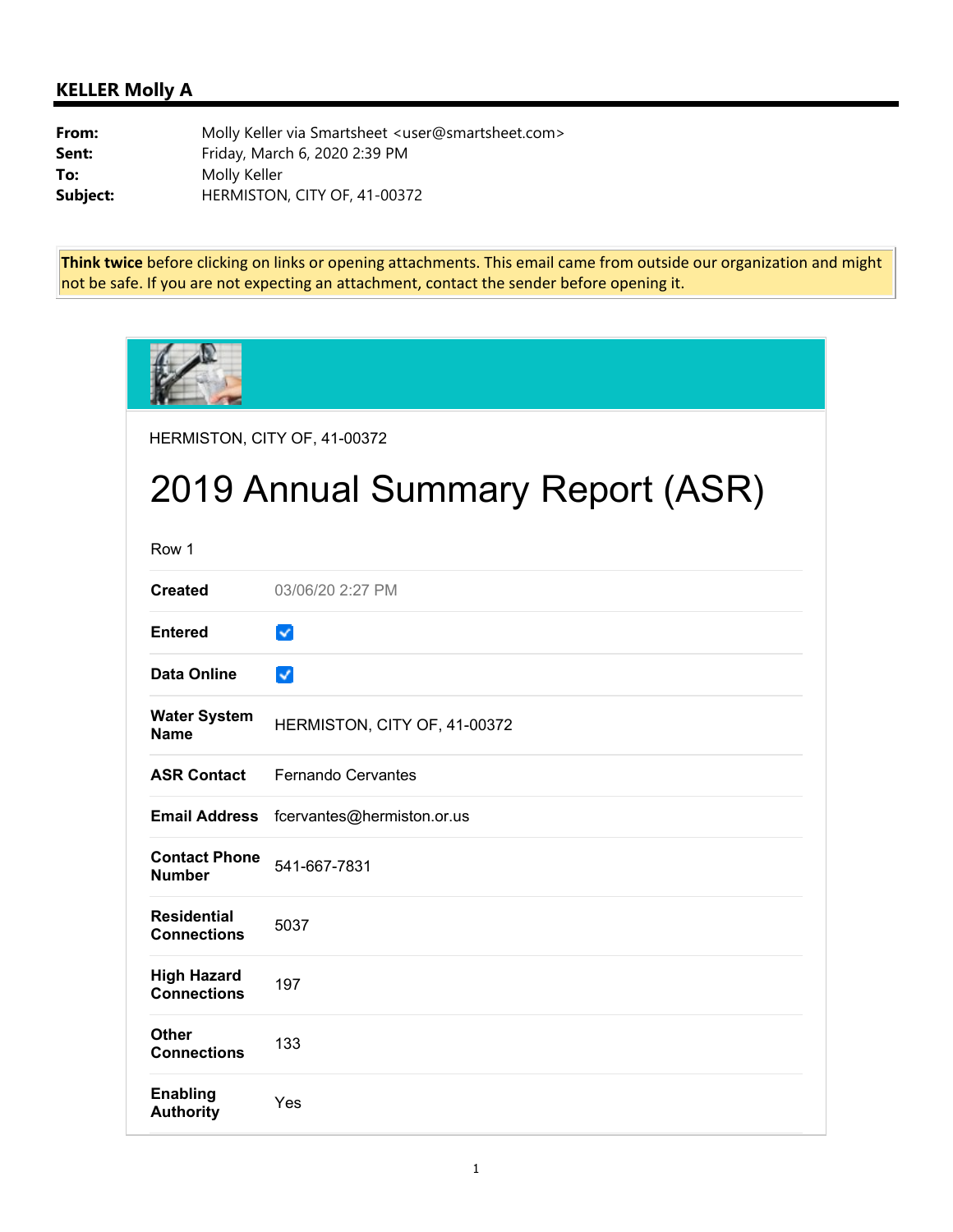## KELLER Molly A

**From:** Molly Keller via Smartsheet <user@smartsheet.com>
**Sent:** Friday, March 6, 2020 2:39 PM
**To:** Molly Keller
**Subject:** HERMISTON, CITY OF, 41-00372

**Think twice** before clicking on links or opening attachments. This email came from outside our organization and might not be safe. If you are not expecting an attachment, contact the sender before opening it.

HERMISTON, CITY OF, 41-00372

# 2019 Annual Summary Report (ASR)

Row 1

| | |
|---|---|
| **Created** | 03/06/20 2:27 PM |
| **Entered** | ☑ |
| **Data Online** | ☑ |
| **Water System Name** | HERMISTON, CITY OF, 41-00372 |
| **ASR Contact** | Fernando Cervantes |
| **Email Address** | fcervantes@hermiston.or.us |
| **Contact Phone Number** | 541-667-7831 |
| **Residential Connections** | 5037 |
| **High Hazard Connections** | 197 |
| **Other Connections** | 133 |
| **Enabling Authority** | Yes |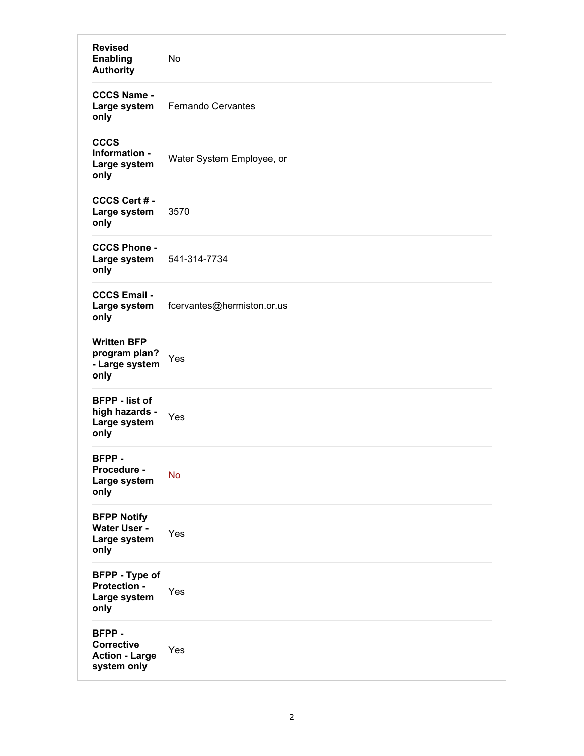| | |
|---|---|
| **Revised Enabling Authority** | No |
| **CCCS Name - Large system only** | Fernando Cervantes |
| **CCCS Information - Large system only** | Water System Employee, or |
| **CCCS Cert # - Large system only** | 3570 |
| **CCCS Phone - Large system only** | 541-314-7734 |
| **CCCS Email - Large system only** | fcervantes@hermiston.or.us |
| **Written BFP program plan? - Large system only** | Yes |
| **BFPP - list of high hazards - Large system only** | Yes |
| **BFPP - Procedure - Large system only** | No |
| **BFPP Notify Water User - Large system only** | Yes |
| **BFPP - Type of Protection - Large system only** | Yes |
| **BFPP - Corrective Action - Large system only** | Yes |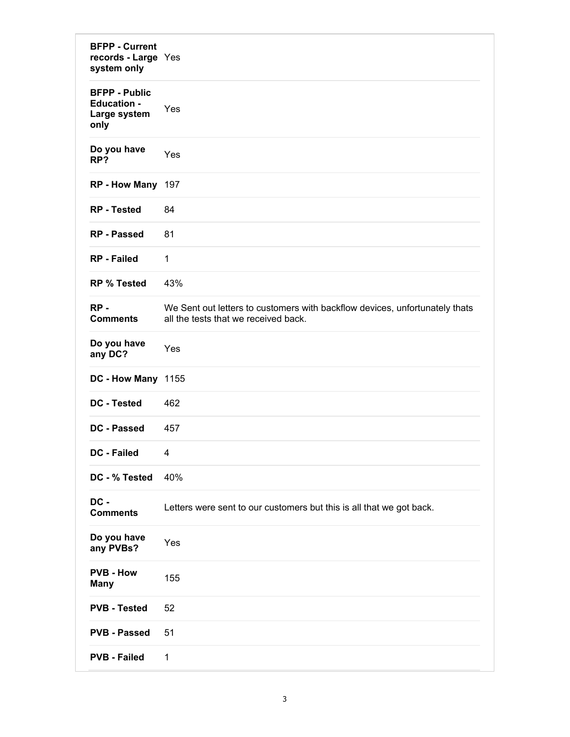| | |
|---|---|
| **BFPP - Current records - Large system only** | Yes |
| **BFPP - Public Education - Large system only** | Yes |
| **Do you have RP?** | Yes |
| **RP - How Many** | 197 |
| **RP - Tested** | 84 |
| **RP - Passed** | 81 |
| **RP - Failed** | 1 |
| **RP % Tested** | 43% |
| **RP - Comments** | We Sent out letters to customers with backflow devices, unfortunately thats all the tests that we received back. |
| **Do you have any DC?** | Yes |
| **DC - How Many** | 1155 |
| **DC - Tested** | 462 |
| **DC - Passed** | 457 |
| **DC - Failed** | 4 |
| **DC - % Tested** | 40% |
| **DC - Comments** | Letters were sent to our customers but this is all that we got back. |
| **Do you have any PVBs?** | Yes |
| **PVB - How Many** | 155 |
| **PVB - Tested** | 52 |
| **PVB - Passed** | 51 |
| **PVB - Failed** | 1 |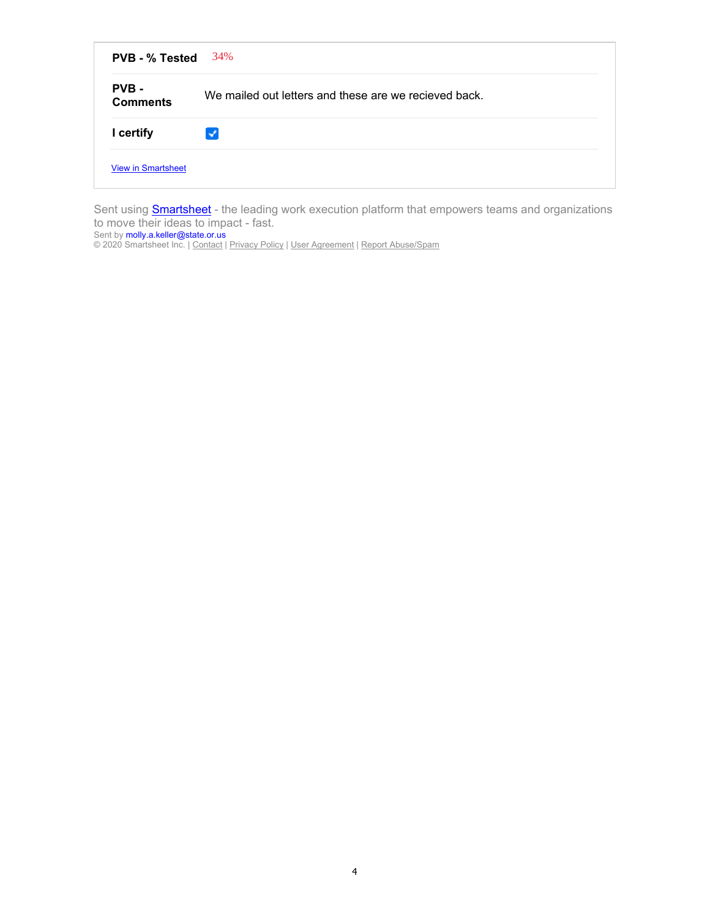| | |
|---|---|
| **PVB - % Tested** | 34% |
| **PVB - Comments** | We mailed out letters and these are we recieved back. |
| **I certify** | ☑ |

[View in Smartsheet]

Sent using Smartsheet - the leading work execution platform that empowers teams and organizations to move their ideas to impact - fast.

Sent by molly.a.keller@state.or.us

© 2020 Smartsheet Inc. | Contact | Privacy Policy | User Agreement | Report Abuse/Spam